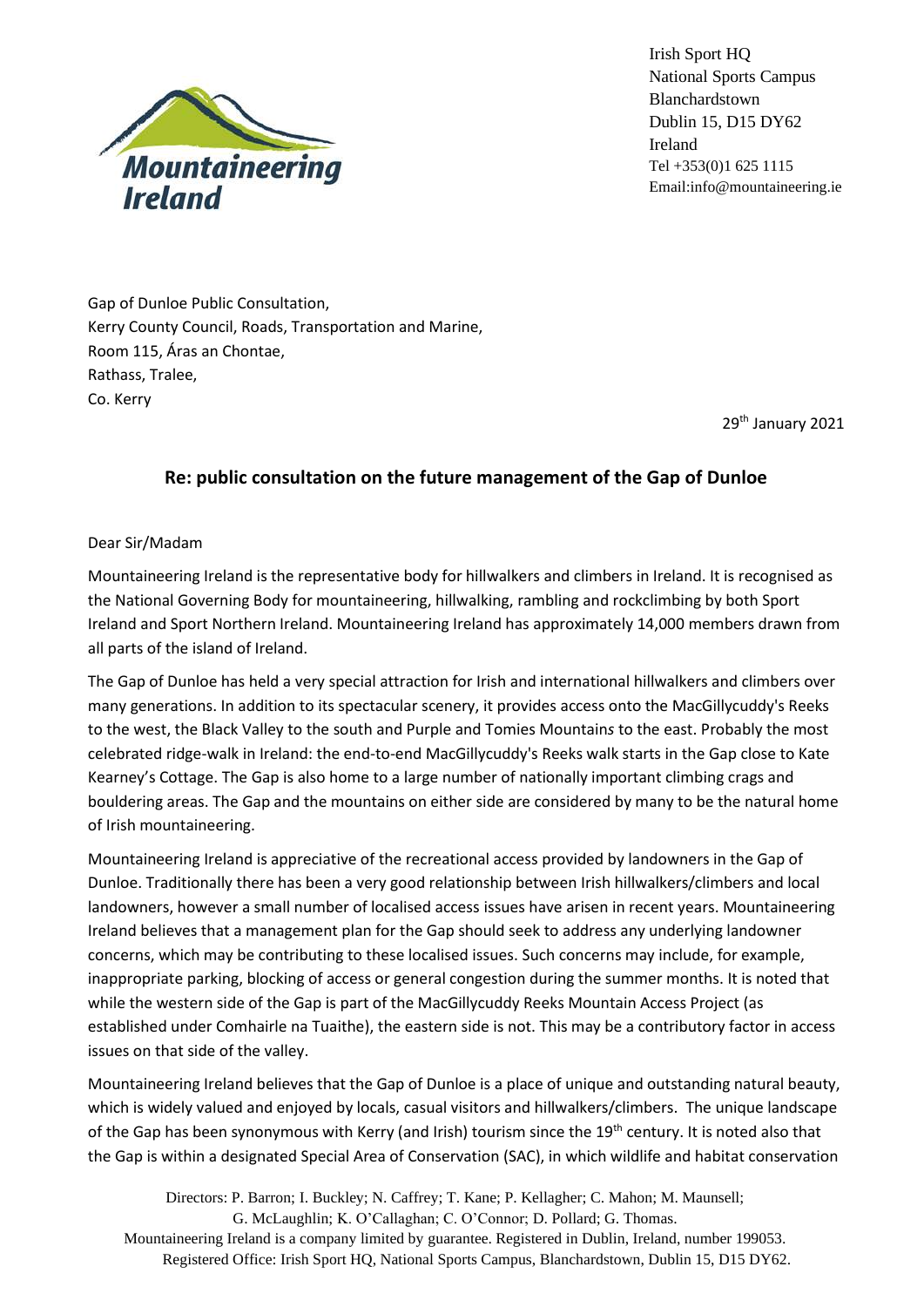Irish Sport HQ
National Sports Campus
Blanchardstown
Dublin 15, D15 DY62
Ireland
Tel +353(0)1 625 1115
Email:info@mountaineering.ie

Gap of Dunloe Public Consultation,
Kerry County Council, Roads, Transportation and Marine,
Room 115, Áras an Chontae,
Rathass, Tralee,
Co. Kerry

29th January 2021

## Re: public consultation on the future management of the Gap of Dunloe

Dear Sir/Madam

Mountaineering Ireland is the representative body for hillwalkers and climbers in Ireland. It is recognised as the National Governing Body for mountaineering, hillwalking, rambling and rockclimbing by both Sport Ireland and Sport Northern Ireland. Mountaineering Ireland has approximately 14,000 members drawn from all parts of the island of Ireland.

The Gap of Dunloe has held a very special attraction for Irish and international hillwalkers and climbers over many generations. In addition to its spectacular scenery, it provides access onto the MacGillycuddy's Reeks to the west, the Black Valley to the south and Purple and Tomies Mountains to the east. Probably the most celebrated ridge-walk in Ireland: the end-to-end MacGillycuddy's Reeks walk starts in the Gap close to Kate Kearney's Cottage. The Gap is also home to a large number of nationally important climbing crags and bouldering areas. The Gap and the mountains on either side are considered by many to be the natural home of Irish mountaineering.

Mountaineering Ireland is appreciative of the recreational access provided by landowners in the Gap of Dunloe. Traditionally there has been a very good relationship between Irish hillwalkers/climbers and local landowners, however a small number of localised access issues have arisen in recent years. Mountaineering Ireland believes that a management plan for the Gap should seek to address any underlying landowner concerns, which may be contributing to these localised issues. Such concerns may include, for example, inappropriate parking, blocking of access or general congestion during the summer months. It is noted that while the western side of the Gap is part of the MacGillycuddy Reeks Mountain Access Project (as established under Comhairle na Tuaithe), the eastern side is not. This may be a contributory factor in access issues on that side of the valley.

Mountaineering Ireland believes that the Gap of Dunloe is a place of unique and outstanding natural beauty, which is widely valued and enjoyed by locals, casual visitors and hillwalkers/climbers. The unique landscape of the Gap has been synonymous with Kerry (and Irish) tourism since the 19th century. It is noted also that the Gap is within a designated Special Area of Conservation (SAC), in which wildlife and habitat conservation

Directors: P. Barron; I. Buckley; N. Caffrey; T. Kane; P. Kellagher; C. Mahon; M. Maunsell; G. McLaughlin; K. O'Callaghan; C. O'Connor; D. Pollard; G. Thomas.
Mountaineering Ireland is a company limited by guarantee. Registered in Dublin, Ireland, number 199053.
Registered Office: Irish Sport HQ, National Sports Campus, Blanchardstown, Dublin 15, D15 DY62.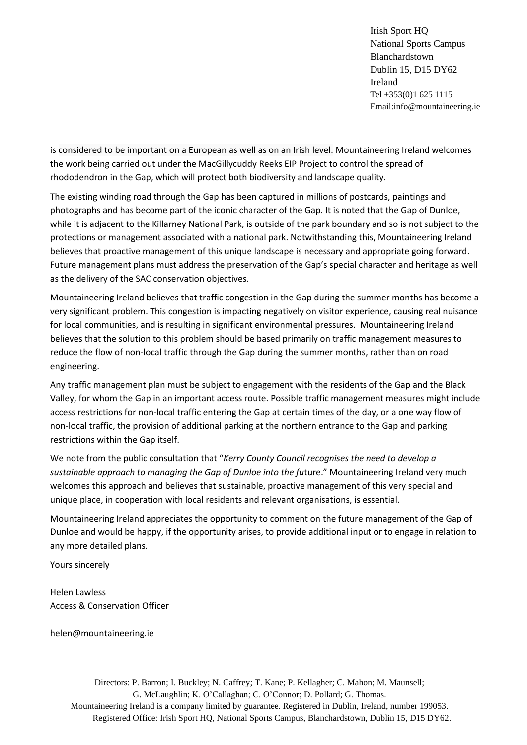Irish Sport HQ
National Sports Campus
Blanchardstown
Dublin 15, D15 DY62
Ireland
Tel +353(0)1 625 1115
Email:info@mountaineering.ie

is considered to be important on a European as well as on an Irish level. Mountaineering Ireland welcomes the work being carried out under the MacGillycuddy Reeks EIP Project to control the spread of rhododendron in the Gap, which will protect both biodiversity and landscape quality.

The existing winding road through the Gap has been captured in millions of postcards, paintings and photographs and has become part of the iconic character of the Gap. It is noted that the Gap of Dunloe, while it is adjacent to the Killarney National Park, is outside of the park boundary and so is not subject to the protections or management associated with a national park. Notwithstanding this, Mountaineering Ireland believes that proactive management of this unique landscape is necessary and appropriate going forward. Future management plans must address the preservation of the Gap's special character and heritage as well as the delivery of the SAC conservation objectives.

Mountaineering Ireland believes that traffic congestion in the Gap during the summer months has become a very significant problem. This congestion is impacting negatively on visitor experience, causing real nuisance for local communities, and is resulting in significant environmental pressures. Mountaineering Ireland believes that the solution to this problem should be based primarily on traffic management measures to reduce the flow of non-local traffic through the Gap during the summer months, rather than on road engineering.

Any traffic management plan must be subject to engagement with the residents of the Gap and the Black Valley, for whom the Gap in an important access route. Possible traffic management measures might include access restrictions for non-local traffic entering the Gap at certain times of the day, or a one way flow of non-local traffic, the provision of additional parking at the northern entrance to the Gap and parking restrictions within the Gap itself.

We note from the public consultation that "*Kerry County Council recognises the need to develop a sustainable approach to managing the Gap of Dunloe into the fu*ture." Mountaineering Ireland very much welcomes this approach and believes that sustainable, proactive management of this very special and unique place, in cooperation with local residents and relevant organisations, is essential.

Mountaineering Ireland appreciates the opportunity to comment on the future management of the Gap of Dunloe and would be happy, if the opportunity arises, to provide additional input or to engage in relation to any more detailed plans.

Yours sincerely

Helen Lawless
Access & Conservation Officer

helen@mountaineering.ie

Directors: P. Barron; I. Buckley; N. Caffrey; T. Kane; P. Kellagher; C. Mahon; M. Maunsell; G. McLaughlin; K. O'Callaghan; C. O'Connor; D. Pollard; G. Thomas.
Mountaineering Ireland is a company limited by guarantee. Registered in Dublin, Ireland, number 199053.
Registered Office: Irish Sport HQ, National Sports Campus, Blanchardstown, Dublin 15, D15 DY62.